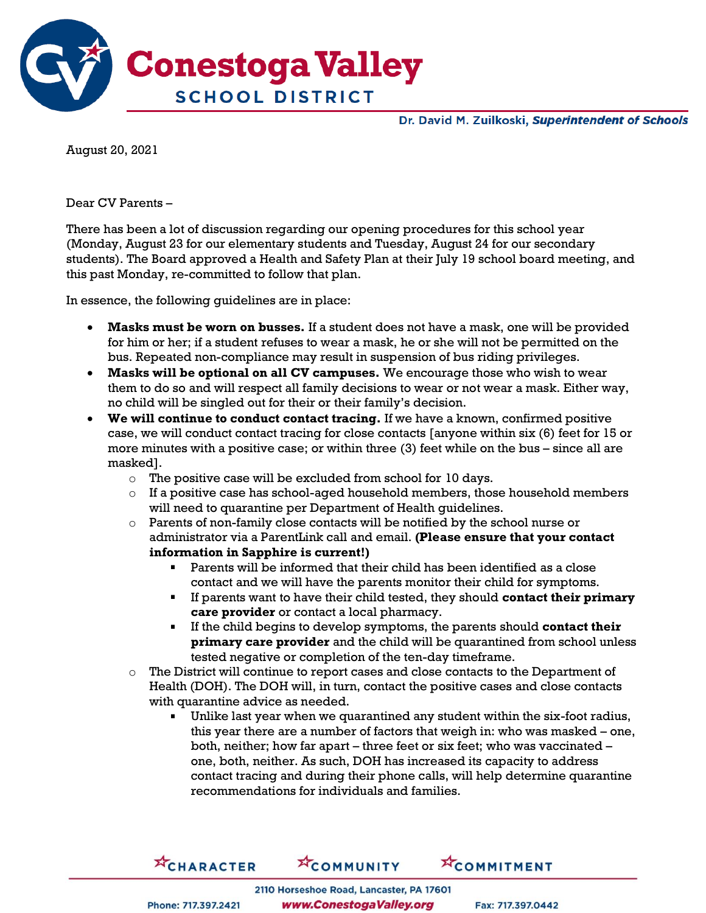# Conestoga Valley SCHOOL DISTRICT

Dr. David M. Zuilkoski, ***Superintendent of Schools***

August 20, 2021

Dear CV Parents –

There has been a lot of discussion regarding our opening procedures for this school year (Monday, August 23 for our elementary students and Tuesday, August 24 for our secondary students). The Board approved a Health and Safety Plan at their July 19 school board meeting, and this past Monday, re-committed to follow that plan.

In essence, the following guidelines are in place:

- **Masks must be worn on busses.** If a student does not have a mask, one will be provided for him or her; if a student refuses to wear a mask, he or she will not be permitted on the bus. Repeated non-compliance may result in suspension of bus riding privileges.
- **Masks will be optional on all CV campuses.** We encourage those who wish to wear them to do so and will respect all family decisions to wear or not wear a mask. Either way, no child will be singled out for their or their family's decision.
- **We will continue to conduct contact tracing.** If we have a known, confirmed positive case, we will conduct contact tracing for close contacts [anyone within six (6) feet for 15 or more minutes with a positive case; or within three (3) feet while on the bus – since all are masked].
  - The positive case will be excluded from school for 10 days.
  - If a positive case has school-aged household members, those household members will need to quarantine per Department of Health guidelines.
  - Parents of non-family close contacts will be notified by the school nurse or administrator via a ParentLink call and email. **(Please ensure that your contact information in Sapphire is current!)**
    - Parents will be informed that their child has been identified as a close contact and we will have the parents monitor their child for symptoms.
    - If parents want to have their child tested, they should **contact their primary care provider** or contact a local pharmacy.
    - If the child begins to develop symptoms, the parents should **contact their primary care provider** and the child will be quarantined from school unless tested negative or completion of the ten-day timeframe.
  - The District will continue to report cases and close contacts to the Department of Health (DOH). The DOH will, in turn, contact the positive cases and close contacts with quarantine advice as needed.
    - Unlike last year when we quarantined any student within the six-foot radius, this year there are a number of factors that weigh in: who was masked – one, both, neither; how far apart – three feet or six feet; who was vaccinated – one, both, neither. As such, DOH has increased its capacity to address contact tracing and during their phone calls, will help determine quarantine recommendations for individuals and families.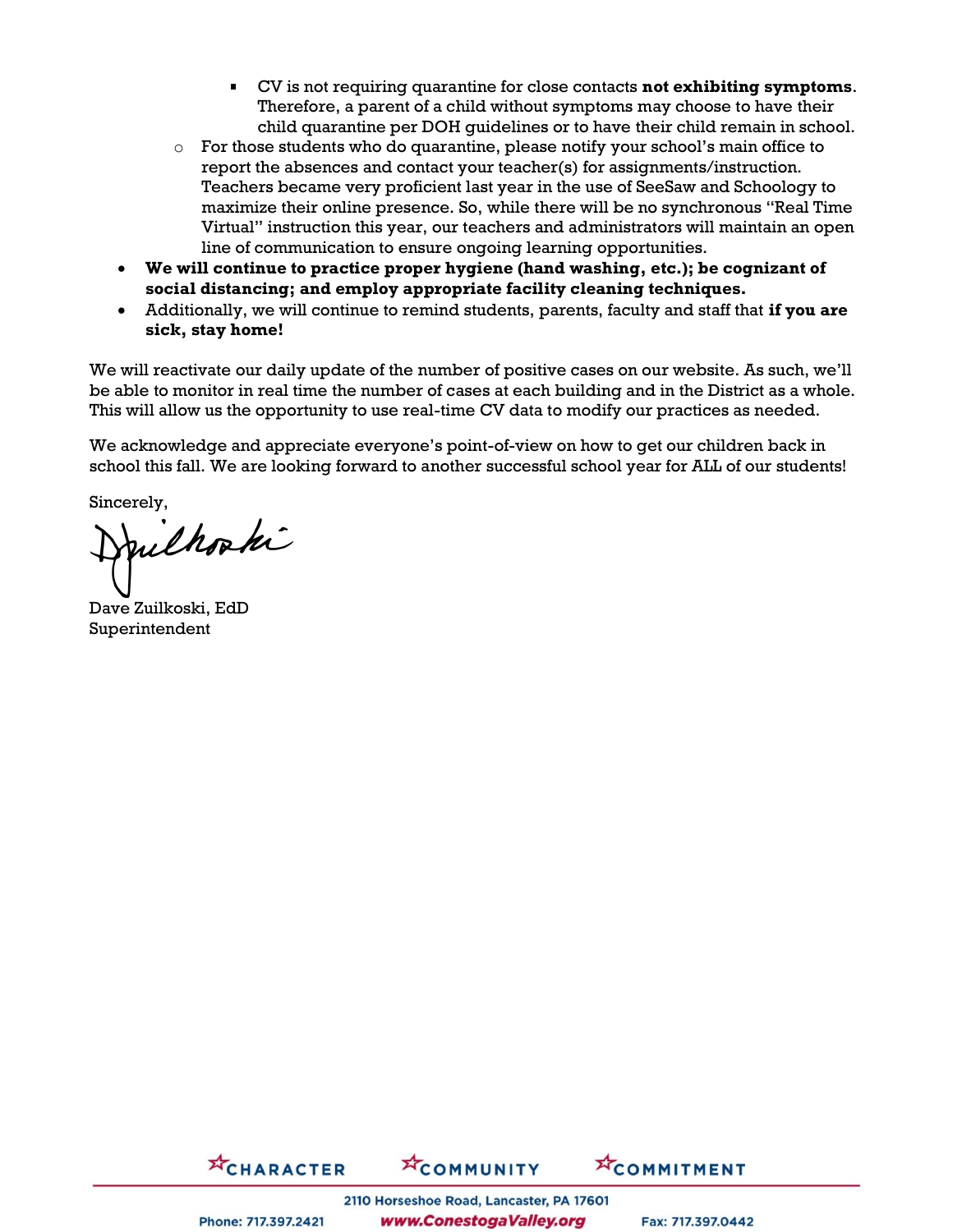- CV is not requiring quarantine for close contacts **not exhibiting symptoms**. Therefore, a parent of a child without symptoms may choose to have their child quarantine per DOH guidelines or to have their child remain in school.
    - For those students who do quarantine, please notify your school's main office to report the absences and contact your teacher(s) for assignments/instruction. Teachers became very proficient last year in the use of SeeSaw and Schoology to maximize their online presence. So, while there will be no synchronous "Real Time Virtual" instruction this year, our teachers and administrators will maintain an open line of communication to ensure ongoing learning opportunities.
- **We will continue to practice proper hygiene (hand washing, etc.); be cognizant of social distancing; and employ appropriate facility cleaning techniques.**
- Additionally, we will continue to remind students, parents, faculty and staff that **if you are sick, stay home!**

We will reactivate our daily update of the number of positive cases on our website. As such, we'll be able to monitor in real time the number of cases at each building and in the District as a whole. This will allow us the opportunity to use real-time CV data to modify our practices as needed.

We acknowledge and appreciate everyone's point-of-view on how to get our children back in school this fall. We are looking forward to another successful school year for ALL of our students!

Sincerely,

Dave Zuilkoski, EdD
Superintendent

CHARACTER COMMUNITY COMMITMENT

2110 Horseshoe Road, Lancaster, PA 17601

Phone: 717.397.2421 www.ConestogaValley.org Fax: 717.397.0442